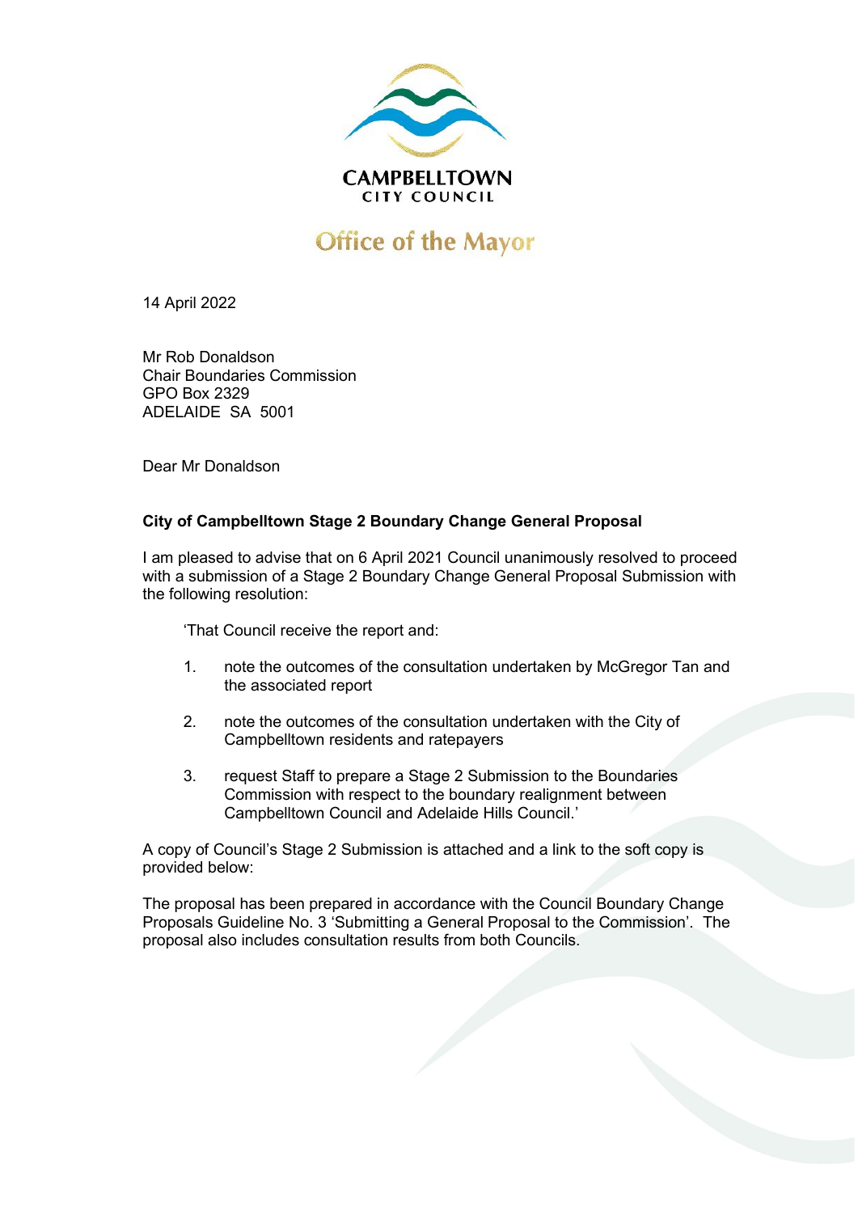CAMPBELLTOWN
CITY COUNCIL

Office of the Mayor

14 April 2022

Mr Rob Donaldson
Chair Boundaries Commission
GPO Box 2329
ADELAIDE SA 5001

Dear Mr Donaldson

**City of Campbelltown Stage 2 Boundary Change General Proposal**

I am pleased to advise that on 6 April 2021 Council unanimously resolved to proceed with a submission of a Stage 2 Boundary Change General Proposal Submission with the following resolution:

> 'That Council receive the report and:
>
> 1. note the outcomes of the consultation undertaken by McGregor Tan and the associated report
>
> 2. note the outcomes of the consultation undertaken with the City of Campbelltown residents and ratepayers
>
> 3. request Staff to prepare a Stage 2 Submission to the Boundaries Commission with respect to the boundary realignment between Campbelltown Council and Adelaide Hills Council.'

A copy of Council's Stage 2 Submission is attached and a link to the soft copy is provided below:

The proposal has been prepared in accordance with the Council Boundary Change Proposals Guideline No. 3 'Submitting a General Proposal to the Commission'. The proposal also includes consultation results from both Councils.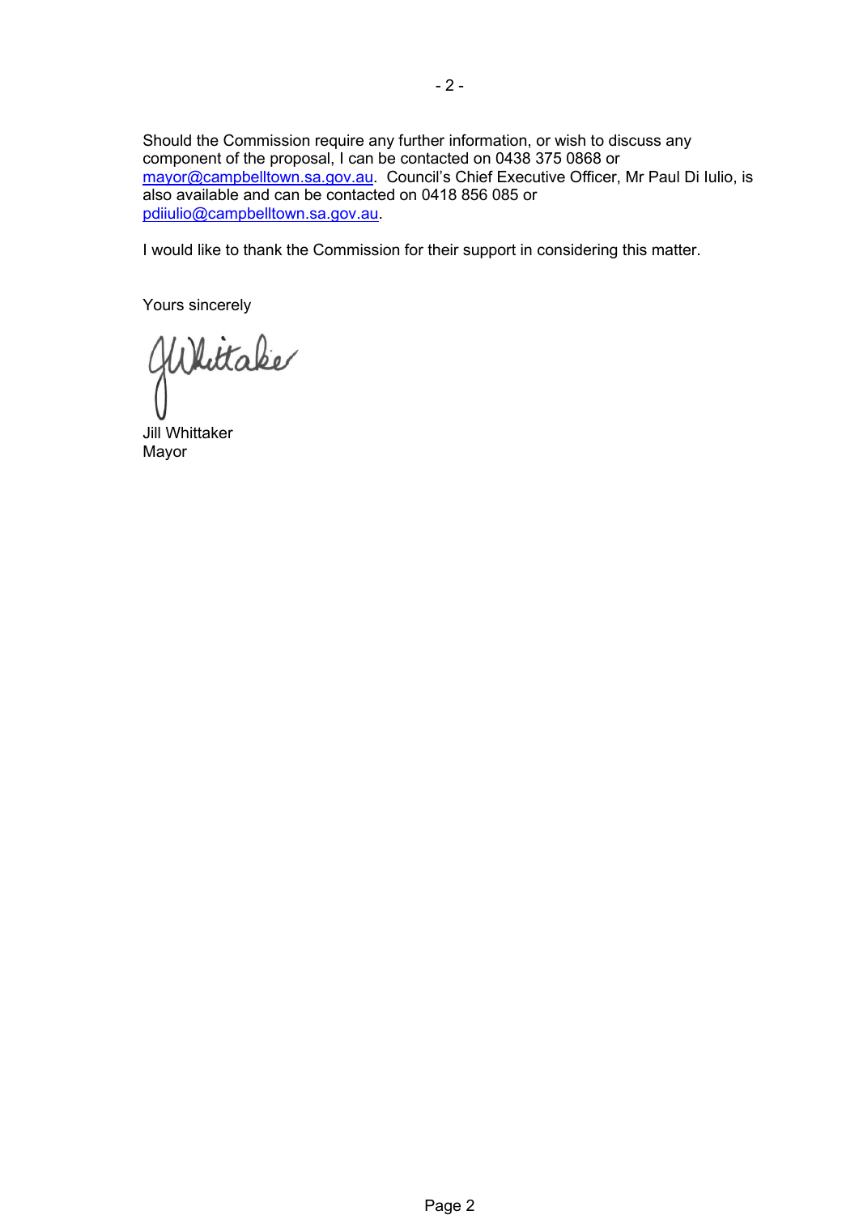Should the Commission require any further information, or wish to discuss any component of the proposal, I can be contacted on 0438 375 0868 or mayor@campbelltown.sa.gov.au. Council's Chief Executive Officer, Mr Paul Di Iulio, is also available and can be contacted on 0418 856 085 or pdiiulio@campbelltown.sa.gov.au.

I would like to thank the Commission for their support in considering this matter.

Yours sincerely

Jill Whittaker
Mayor